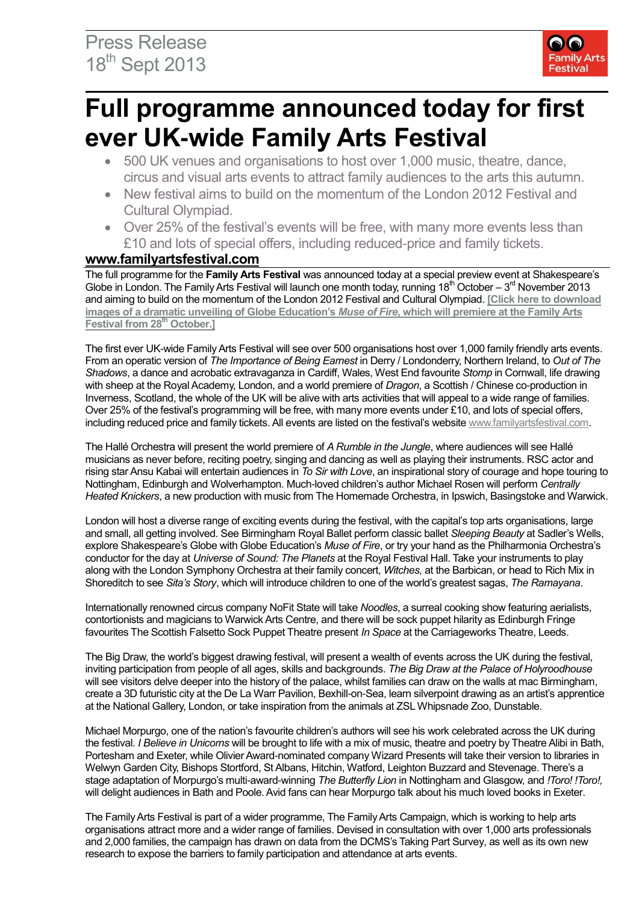Press Release
18th Sept 2013

Family Arts Festival

# Full programme announced today for first ever UK-wide Family Arts Festival

- 500 UK venues and organisations to host over 1,000 music, theatre, dance, circus and visual arts events to attract family audiences to the arts this autumn.
- New festival aims to build on the momentum of the London 2012 Festival and Cultural Olympiad.
- Over 25% of the festival's events will be free, with many more events less than £10 and lots of special offers, including reduced-price and family tickets.

**www.familyartsfestival.com**

The full programme for the **Family Arts Festival** was announced today at a special preview event at Shakespeare's Globe in London. The Family Arts Festival will launch one month today, running 18th October – 3rd November 2013 and aiming to build on the momentum of the London 2012 Festival and Cultural Olympiad. **[Click here to download images of a dramatic unveiling of Globe Education's *Muse of Fire*, which will premiere at the Family Arts Festival from 28th October.]**

The first ever UK-wide Family Arts Festival will see over 500 organisations host over 1,000 family friendly arts events. From an operatic version of *The Importance of Being Earnest* in Derry / Londonderry, Northern Ireland, to *Out of The Shadows*, a dance and acrobatic extravaganza in Cardiff, Wales, West End favourite *Stomp* in Cornwall, life drawing with sheep at the Royal Academy, London, and a world premiere of *Dragon*, a Scottish / Chinese co-production in Inverness, Scotland, the whole of the UK will be alive with arts activities that will appeal to a wide range of families. Over 25% of the festival's programming will be free, with many more events under £10, and lots of special offers, including reduced price and family tickets. All events are listed on the festival's website www.familyartsfestival.com.

The Hallé Orchestra will present the world premiere of *A Rumble in the Jungle*, where audiences will see Hallé musicians as never before, reciting poetry, singing and dancing as well as playing their instruments. RSC actor and rising star Ansu Kabai will entertain audiences in *To Sir with Love*, an inspirational story of courage and hope touring to Nottingham, Edinburgh and Wolverhampton. Much-loved children's author Michael Rosen will perform *Centrally Heated Knickers*, a new production with music from The Homemade Orchestra, in Ipswich, Basingstoke and Warwick.

London will host a diverse range of exciting events during the festival, with the capital's top arts organisations, large and small, all getting involved. See Birmingham Royal Ballet perform classic ballet *Sleeping Beauty* at Sadler's Wells, explore Shakespeare's Globe with Globe Education's *Muse of Fire*, or try your hand as the Philharmonia Orchestra's conductor for the day at *Universe of Sound: The Planets* at the Royal Festival Hall. Take your instruments to play along with the London Symphony Orchestra at their family concert, *Witches,* at the Barbican, or head to Rich Mix in Shoreditch to see *Sita's Story*, which will introduce children to one of the world's greatest sagas, *The Ramayana*.

Internationally renowned circus company NoFit State will take *Noodles*, a surreal cooking show featuring aerialists, contortionists and magicians to Warwick Arts Centre, and there will be sock puppet hilarity as Edinburgh Fringe favourites The Scottish Falsetto Sock Puppet Theatre present *In Space* at the Carriageworks Theatre, Leeds.

The Big Draw, the world's biggest drawing festival, will present a wealth of events across the UK during the festival, inviting participation from people of all ages, skills and backgrounds. *The Big Draw at the Palace of Holyroodhouse* will see visitors delve deeper into the history of the palace, whilst families can draw on the walls at mac Birmingham, create a 3D futuristic city at the De La Warr Pavilion, Bexhill-on-Sea, learn silverpoint drawing as an artist's apprentice at the National Gallery, London, or take inspiration from the animals at ZSL Whipsnade Zoo, Dunstable.

Michael Morpurgo, one of the nation's favourite children's authors will see his work celebrated across the UK during the festival. *I Believe in Unicorns* will be brought to life with a mix of music, theatre and poetry by Theatre Alibi in Bath, Portesham and Exeter, while Olivier Award-nominated company Wizard Presents will take their version to libraries in Welwyn Garden City, Bishops Stortford, St Albans, Hitchin, Watford, Leighton Buzzard and Stevenage. There's a stage adaptation of Morpurgo's multi-award-winning *The Butterfly Lion* in Nottingham and Glasgow, and *!Toro! !Toro!,* will delight audiences in Bath and Poole. Avid fans can hear Morpurgo talk about his much loved books in Exeter.

The Family Arts Festival is part of a wider programme, The Family Arts Campaign, which is working to help arts organisations attract more and a wider range of families. Devised in consultation with over 1,000 arts professionals and 2,000 families, the campaign has drawn on data from the DCMS's Taking Part Survey, as well as its own new research to expose the barriers to family participation and attendance at arts events.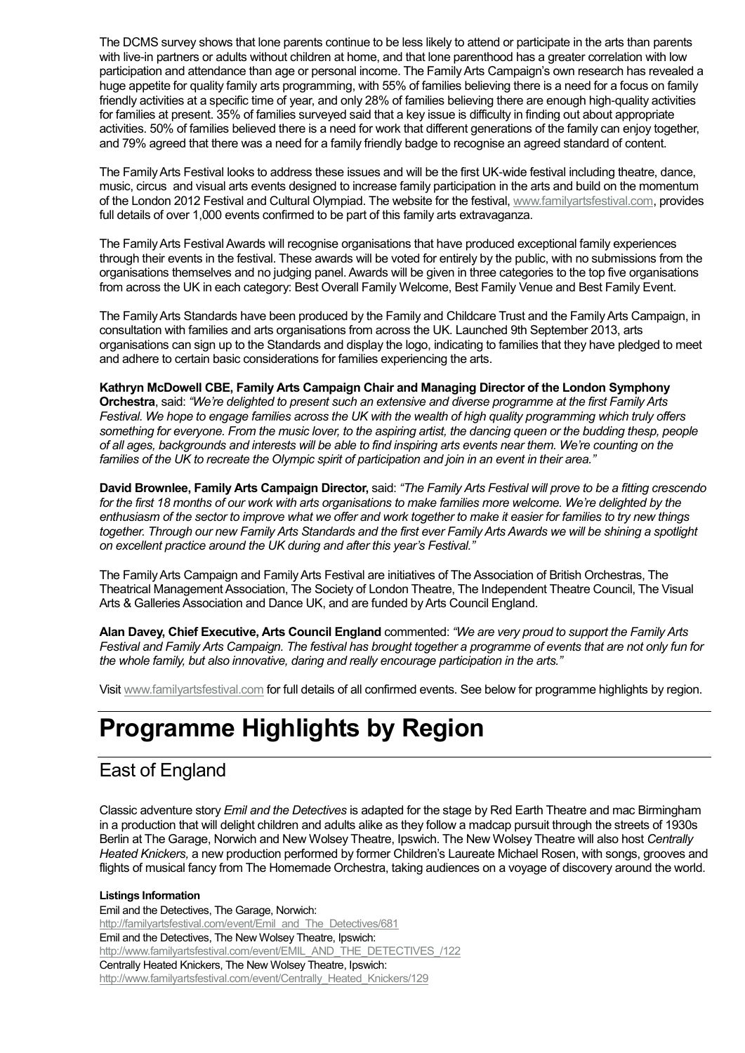The DCMS survey shows that lone parents continue to be less likely to attend or participate in the arts than parents with live-in partners or adults without children at home, and that lone parenthood has a greater correlation with low participation and attendance than age or personal income. The Family Arts Campaign's own research has revealed a huge appetite for quality family arts programming, with 55% of families believing there is a need for a focus on family friendly activities at a specific time of year, and only 28% of families believing there are enough high-quality activities for families at present. 35% of families surveyed said that a key issue is difficulty in finding out about appropriate activities. 50% of families believed there is a need for work that different generations of the family can enjoy together, and 79% agreed that there was a need for a family friendly badge to recognise an agreed standard of content.

The Family Arts Festival looks to address these issues and will be the first UK-wide festival including theatre, dance, music, circus and visual arts events designed to increase family participation in the arts and build on the momentum of the London 2012 Festival and Cultural Olympiad. The website for the festival, www.familyartsfestival.com, provides full details of over 1,000 events confirmed to be part of this family arts extravaganza.

The Family Arts Festival Awards will recognise organisations that have produced exceptional family experiences through their events in the festival. These awards will be voted for entirely by the public, with no submissions from the organisations themselves and no judging panel. Awards will be given in three categories to the top five organisations from across the UK in each category: Best Overall Family Welcome, Best Family Venue and Best Family Event.

The Family Arts Standards have been produced by the Family and Childcare Trust and the Family Arts Campaign, in consultation with families and arts organisations from across the UK. Launched 9th September 2013, arts organisations can sign up to the Standards and display the logo, indicating to families that they have pledged to meet and adhere to certain basic considerations for families experiencing the arts.

**Kathryn McDowell CBE, Family Arts Campaign Chair and Managing Director of the London Symphony Orchestra**, said: *"We're delighted to present such an extensive and diverse programme at the first Family Arts Festival. We hope to engage families across the UK with the wealth of high quality programming which truly offers something for everyone. From the music lover, to the aspiring artist, the dancing queen or the budding thesp, people of all ages, backgrounds and interests will be able to find inspiring arts events near them. We're counting on the families of the UK to recreate the Olympic spirit of participation and join in an event in their area."*

**David Brownlee, Family Arts Campaign Director,** said: *"The Family Arts Festival will prove to be a fitting crescendo for the first 18 months of our work with arts organisations to make families more welcome. We're delighted by the enthusiasm of the sector to improve what we offer and work together to make it easier for families to try new things together. Through our new Family Arts Standards and the first ever Family Arts Awards we will be shining a spotlight on excellent practice around the UK during and after this year's Festival."*

The Family Arts Campaign and Family Arts Festival are initiatives of The Association of British Orchestras, The Theatrical Management Association, The Society of London Theatre, The Independent Theatre Council, The Visual Arts & Galleries Association and Dance UK, and are funded by Arts Council England.

**Alan Davey, Chief Executive, Arts Council England** commented: *"We are very proud to support the Family Arts Festival and Family Arts Campaign. The festival has brought together a programme of events that are not only fun for the whole family, but also innovative, daring and really encourage participation in the arts."*

Visit www.familyartsfestival.com for full details of all confirmed events. See below for programme highlights by region.

# Programme Highlights by Region

## East of England

Classic adventure story *Emil and the Detectives* is adapted for the stage by Red Earth Theatre and mac Birmingham in a production that will delight children and adults alike as they follow a madcap pursuit through the streets of 1930s Berlin at The Garage, Norwich and New Wolsey Theatre, Ipswich. The New Wolsey Theatre will also host *Centrally Heated Knickers,* a new production performed by former Children's Laureate Michael Rosen, with songs, grooves and flights of musical fancy from The Homemade Orchestra, taking audiences on a voyage of discovery around the world.

**Listings Information**

Emil and the Detectives, The Garage, Norwich:
http://familyartsfestival.com/event/Emil_and_The_Detectives/681
Emil and the Detectives, The New Wolsey Theatre, Ipswich:
http://www.familyartsfestival.com/event/EMIL_AND_THE_DETECTIVES_/122
Centrally Heated Knickers, The New Wolsey Theatre, Ipswich:
http://www.familyartsfestival.com/event/Centrally_Heated_Knickers/129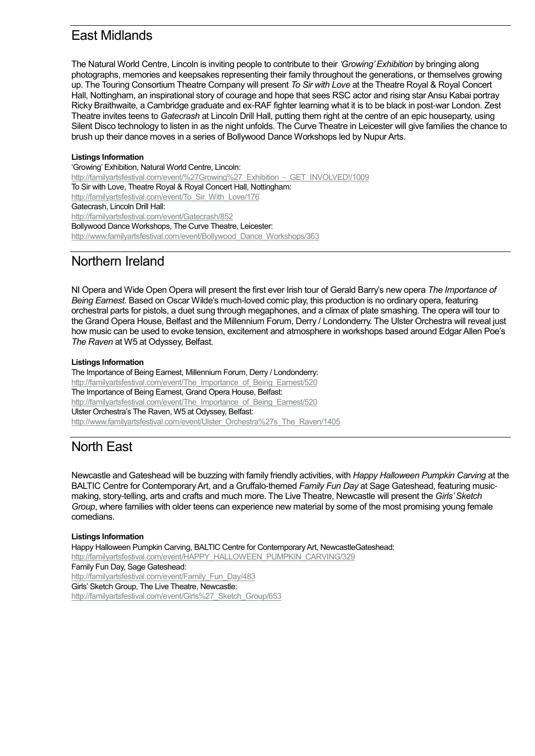## East Midlands

The Natural World Centre, Lincoln is inviting people to contribute to their *'Growing' Exhibition* by bringing along photographs, memories and keepsakes representing their family throughout the generations, or themselves growing up. The Touring Consortium Theatre Company will present *To Sir with Love* at the Theatre Royal & Royal Concert Hall, Nottingham, an inspirational story of courage and hope that sees RSC actor and rising star Ansu Kabai portray Ricky Braithwaite, a Cambridge graduate and ex-RAF fighter learning what it is to be black in post-war London. Zest Theatre invites teens to *Gatecrash* at Lincoln Drill Hall, putting them right at the centre of an epic houseparty, using Silent Disco technology to listen in as the night unfolds. The Curve Theatre in Leicester will give families the chance to brush up their dance moves in a series of Bollywood Dance Workshops led by Nupur Arts.

**Listings Information**

'Growing' Exhibition, Natural World Centre, Lincoln:
http://familyartsfestival.com/event/%27Growing%27_Exhibition_-_GET_INVOLVED!/1009
To Sir with Love, Theatre Royal & Royal Concert Hall, Nottingham:
http://familyartsfestival.com/event/To_Sir_With_Love/176
Gatecrash, Lincoln Drill Hall:
http://familyartsfestival.com/event/Gatecrash/852
Bollywood Dance Workshops, The Curve Theatre, Leicester:
http://www.familyartsfestival.com/event/Bollywood_Dance_Workshops/363

## Northern Ireland

NI Opera and Wide Open Opera will present the first ever Irish tour of Gerald Barry's new opera *The Importance of Being Earnest*. Based on Oscar Wilde's much-loved comic play, this production is no ordinary opera, featuring orchestral parts for pistols, a duet sung through megaphones, and a climax of plate smashing. The opera will tour to the Grand Opera House, Belfast and the Millennium Forum, Derry / Londonderry. The Ulster Orchestra will reveal just how music can be used to evoke tension, excitement and atmosphere in workshops based around Edgar Allen Poe's *The Raven* at W5 at Odyssey, Belfast.

**Listings Information**

The Importance of Being Earnest, Millennium Forum, Derry / Londonderry:
http://familyartsfestival.com/event/The_Importance_of_Being_Earnest/520
The Importance of Being Earnest, Grand Opera House, Belfast:
http://familyartsfestival.com/event/The_Importance_of_Being_Earnest/520
Ulster Orchestra's The Raven, W5 at Odyssey, Belfast:
http://www.familyartsfestival.com/event/Ulster_Orchestra%27s_The_Raven/1405

## North East

Newcastle and Gateshead will be buzzing with family friendly activities, with *Happy Halloween Pumpkin Carving* at the BALTIC Centre for Contemporary Art, and a Gruffalo-themed *Family Fun Day* at Sage Gateshead, featuring music-making, story-telling, arts and crafts and much more. The Live Theatre, Newcastle will present the *Girls' Sketch Group*, where families with older teens can experience new material by some of the most promising young female comedians.

**Listings Information**

Happy Halloween Pumpkin Carving, BALTIC Centre for Contemporary Art, NewcastleGateshead:
http://familyartsfestival.com/event/HAPPY_HALLOWEEN_PUMPKIN_CARVING/329
Family Fun Day, Sage Gateshead:
http://familyartsfestival.com/event/Family_Fun_Day/483
Girls' Sketch Group, The Live Theatre, Newcastle:
http://familyartsfestival.com/event/Girls%27_Sketch_Group/653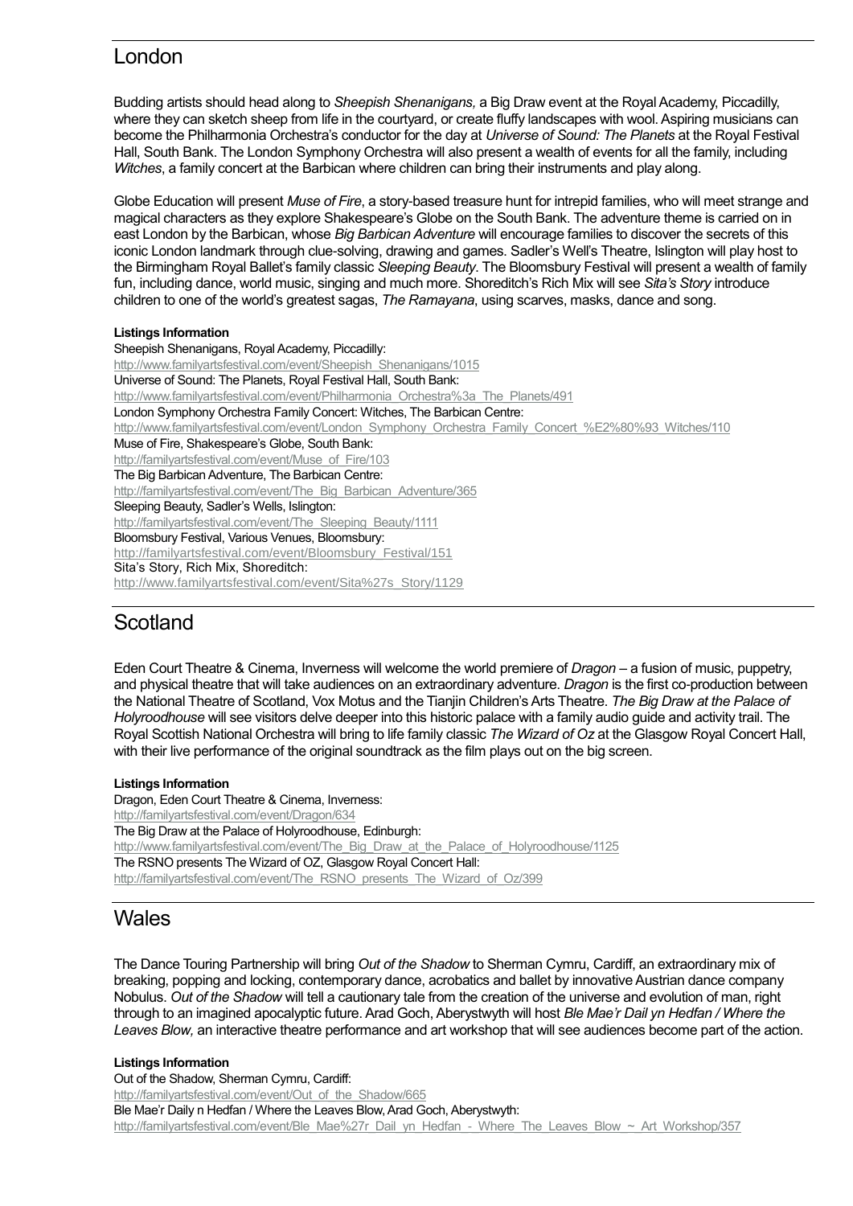## London

Budding artists should head along to *Sheepish Shenanigans,* a Big Draw event at the Royal Academy, Piccadilly, where they can sketch sheep from life in the courtyard, or create fluffy landscapes with wool. Aspiring musicians can become the Philharmonia Orchestra's conductor for the day at *Universe of Sound: The Planets* at the Royal Festival Hall, South Bank. The London Symphony Orchestra will also present a wealth of events for all the family, including *Witches*, a family concert at the Barbican where children can bring their instruments and play along.

Globe Education will present *Muse of Fire*, a story-based treasure hunt for intrepid families, who will meet strange and magical characters as they explore Shakespeare's Globe on the South Bank. The adventure theme is carried on in east London by the Barbican, whose *Big Barbican Adventure* will encourage families to discover the secrets of this iconic London landmark through clue-solving, drawing and games. Sadler's Well's Theatre, Islington will play host to the Birmingham Royal Ballet's family classic *Sleeping Beauty*. The Bloomsbury Festival will present a wealth of family fun, including dance, world music, singing and much more. Shoreditch's Rich Mix will see *Sita's Story* introduce children to one of the world's greatest sagas, *The Ramayana*, using scarves, masks, dance and song.

**Listings Information**

Sheepish Shenanigans, Royal Academy, Piccadilly:
http://www.familyartsfestival.com/event/Sheepish_Shenanigans/1015
Universe of Sound: The Planets, Royal Festival Hall, South Bank:
http://www.familyartsfestival.com/event/Philharmonia_Orchestra%3a_The_Planets/491
London Symphony Orchestra Family Concert: Witches, The Barbican Centre:
http://www.familyartsfestival.com/event/London_Symphony_Orchestra_Family_Concert_%E2%80%93_Witches/110
Muse of Fire, Shakespeare's Globe, South Bank:
http://familyartsfestival.com/event/Muse_of_Fire/103
The Big Barbican Adventure, The Barbican Centre:
http://familyartsfestival.com/event/The_Big_Barbican_Adventure/365
Sleeping Beauty, Sadler's Wells, Islington:
http://familyartsfestival.com/event/The_Sleeping_Beauty/1111
Bloomsbury Festival, Various Venues, Bloomsbury:
http://familyartsfestival.com/event/Bloomsbury_Festival/151
Sita's Story, Rich Mix, Shoreditch:
http://www.familyartsfestival.com/event/Sita%27s_Story/1129

## Scotland

Eden Court Theatre & Cinema, Inverness will welcome the world premiere of *Dragon* – a fusion of music, puppetry, and physical theatre that will take audiences on an extraordinary adventure. *Dragon* is the first co-production between the National Theatre of Scotland, Vox Motus and the Tianjin Children's Arts Theatre. *The Big Draw at the Palace of Holyroodhouse* will see visitors delve deeper into this historic palace with a family audio guide and activity trail. The Royal Scottish National Orchestra will bring to life family classic *The Wizard of Oz* at the Glasgow Royal Concert Hall, with their live performance of the original soundtrack as the film plays out on the big screen.

**Listings Information**

Dragon, Eden Court Theatre & Cinema, Inverness:
http://familyartsfestival.com/event/Dragon/634
The Big Draw at the Palace of Holyroodhouse, Edinburgh:
http://www.familyartsfestival.com/event/The_Big_Draw_at_the_Palace_of_Holyroodhouse/1125
The RSNO presents The Wizard of OZ, Glasgow Royal Concert Hall:
http://familyartsfestival.com/event/The_RSNO_presents_The_Wizard_of_Oz/399

## Wales

The Dance Touring Partnership will bring *Out of the Shadow* to Sherman Cymru, Cardiff, an extraordinary mix of breaking, popping and locking, contemporary dance, acrobatics and ballet by innovative Austrian dance company Nobulus. *Out of the Shadow* will tell a cautionary tale from the creation of the universe and evolution of man, right through to an imagined apocalyptic future. Arad Goch, Aberystwyth will host *Ble Mae'r Dail yn Hedfan / Where the Leaves Blow,* an interactive theatre performance and art workshop that will see audiences become part of the action.

**Listings Information**

Out of the Shadow, Sherman Cymru, Cardiff:
http://familyartsfestival.com/event/Out_of_the_Shadow/665
Ble Mae'r Daily n Hedfan / Where the Leaves Blow, Arad Goch, Aberystwyth:
http://familyartsfestival.com/event/Ble_Mae%27r_Dail_yn_Hedfan_-_Where_The_Leaves_Blow_~_Art_Workshop/357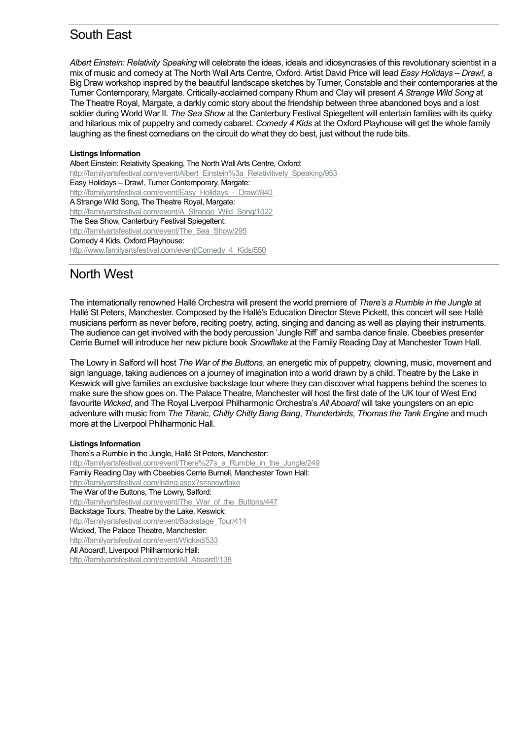## South East

*Albert Einstein: Relativity Speaking* will celebrate the ideas, ideals and idiosyncrasies of this revolutionary scientist in a mix of music and comedy at The North Wall Arts Centre, Oxford. Artist David Price will lead *Easy Holidays – Draw!,* a Big Draw workshop inspired by the beautiful landscape sketches by Turner, Constable and their contemporaries at the Turner Contemporary, Margate. Critically-acclaimed company Rhum and Clay will present *A Strange Wild Song* at The Theatre Royal, Margate, a darkly comic story about the friendship between three abandoned boys and a lost soldier during World War II. *The Sea Show* at the Canterbury Festival Spiegeltent will entertain families with its quirky and hilarious mix of puppetry and comedy cabaret. *Comedy 4 Kids* at the Oxford Playhouse will get the whole family laughing as the finest comedians on the circuit do what they do best, just without the rude bits.

**Listings Information**

Albert Einstein: Relativity Speaking, The North Wall Arts Centre, Oxford:
http://familyartsfestival.com/event/Albert_Einstein%3a_Relativitively_Speaking/953
Easy Holidays – Draw!, Turner Contemporary, Margate:
http://familyartsfestival.com/event/Easy_Holidays_-_Draw!/840
A Strange Wild Song, The Theatre Royal, Margate:
http://familyartsfestival.com/event/A_Strange_Wild_Song/1022
The Sea Show, Canterbury Festival Spiegeltent:
http://familyartsfestival.com/event/The_Sea_Show/295
Comedy 4 Kids, Oxford Playhouse:
http://www.familyartsfestival.com/event/Comedy_4_Kids/550

## North West

The internationally renowned Hallé Orchestra will present the world premiere of *There's a Rumble in the Jungle* at Hallé St Peters, Manchester. Composed by the Hallé's Education Director Steve Pickett, this concert will see Hallé musicians perform as never before, reciting poetry, acting, singing and dancing as well as playing their instruments. The audience can get involved with the body percussion 'Jungle Riff' and samba dance finale. Cbeebies presenter Cerrie Burnell will introduce her new picture book *Snowflake* at the Family Reading Day at Manchester Town Hall.

The Lowry in Salford will host *The War of the Buttons*, an energetic mix of puppetry, clowning, music, movement and sign language, taking audiences on a journey of imagination into a world drawn by a child. Theatre by the Lake in Keswick will give families an exclusive backstage tour where they can discover what happens behind the scenes to make sure the show goes on. The Palace Theatre, Manchester will host the first date of the UK tour of West End favourite *Wicked*, and The Royal Liverpool Philharmonic Orchestra's *All Aboard!* will take youngsters on an epic adventure with music from *The Titanic, Chitty Chitty Bang Bang*, *Thunderbirds, Thomas the Tank Engine* and much more at the Liverpool Philharmonic Hall.

**Listings Information**

There's a Rumble in the Jungle, Hallé St Peters, Manchester:
http://familyartsfestival.com/event/There%27s_a_Rumble_in_the_Jungle/249
Family Reading Day with Cbeebies Cerrie Burnell, Manchester Town Hall:
http://familyartsfestival.com/listing.aspx?s=snowflake
The War of the Buttons, The Lowry, Salford:
http://familyartsfestival.com/event/The_War_of_the_Buttons/447
Backstage Tours, Theatre by the Lake, Keswick:
http://familyartsfestival.com/event/Backstage_Tour/414
Wicked, The Palace Theatre, Manchester:
http://familyartsfestival.com/event/Wicked/533
All Aboard!, Liverpool Philharmonic Hall:
http://familyartsfestival.com/event/All_Aboard!/138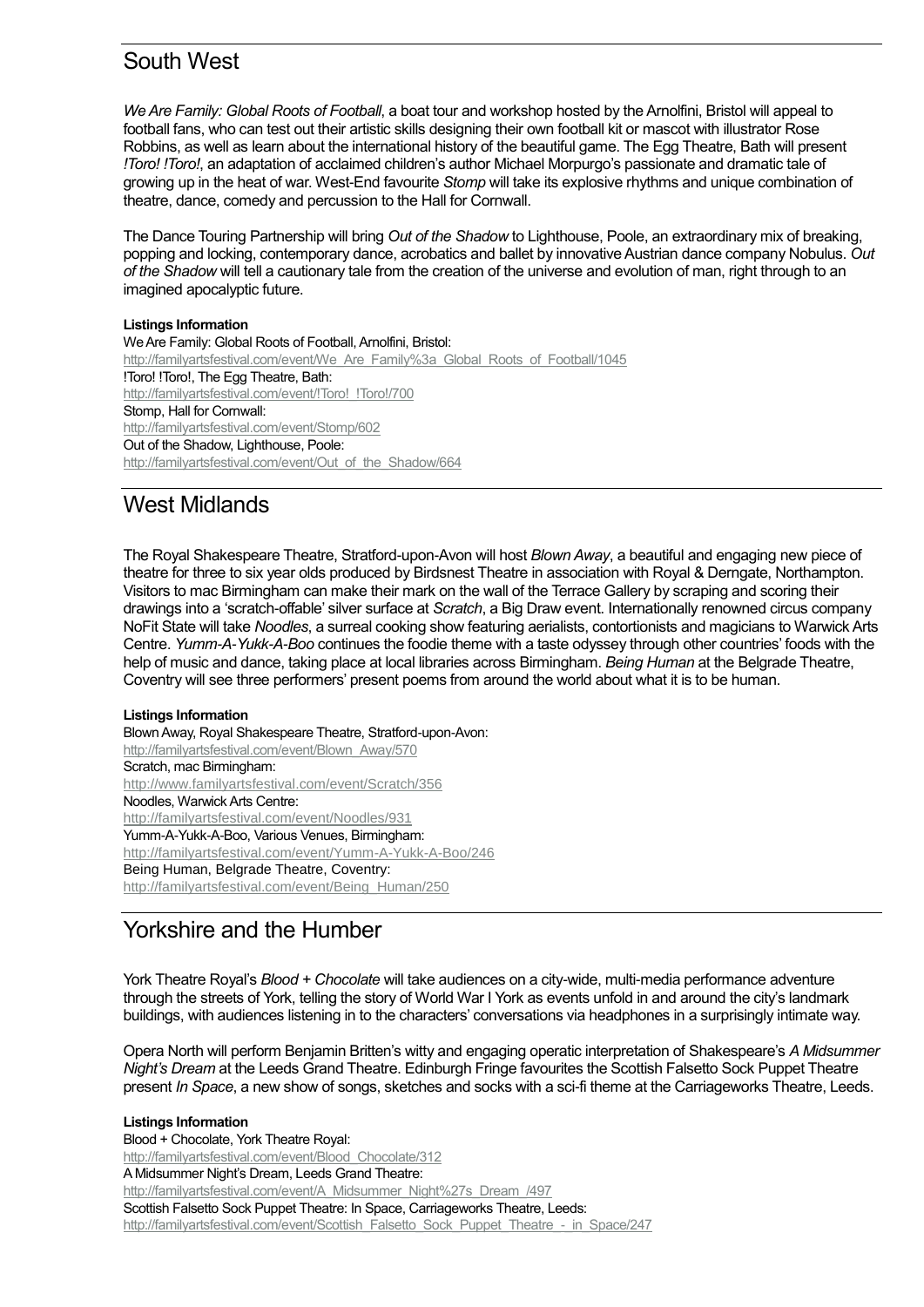## South West

*We Are Family: Global Roots of Football*, a boat tour and workshop hosted by the Arnolfini, Bristol will appeal to football fans, who can test out their artistic skills designing their own football kit or mascot with illustrator Rose Robbins, as well as learn about the international history of the beautiful game. The Egg Theatre, Bath will present *!Toro! !Toro!*, an adaptation of acclaimed children's author Michael Morpurgo's passionate and dramatic tale of growing up in the heat of war. West-End favourite *Stomp* will take its explosive rhythms and unique combination of theatre, dance, comedy and percussion to the Hall for Cornwall.

The Dance Touring Partnership will bring *Out of the Shadow* to Lighthouse, Poole, an extraordinary mix of breaking, popping and locking, contemporary dance, acrobatics and ballet by innovative Austrian dance company Nobulus. *Out of the Shadow* will tell a cautionary tale from the creation of the universe and evolution of man, right through to an imagined apocalyptic future.

**Listings Information**

We Are Family: Global Roots of Football, Arnolfini, Bristol:
http://familyartsfestival.com/event/We_Are_Family%3a_Global_Roots_of_Football/1045
!Toro! !Toro!, The Egg Theatre, Bath:
http://familyartsfestival.com/event/!Toro!_!Toro!/700
Stomp, Hall for Cornwall:
http://familyartsfestival.com/event/Stomp/602
Out of the Shadow, Lighthouse, Poole:
http://familyartsfestival.com/event/Out_of_the_Shadow/664

## West Midlands

The Royal Shakespeare Theatre, Stratford-upon-Avon will host *Blown Away*, a beautiful and engaging new piece of theatre for three to six year olds produced by Birdsnest Theatre in association with Royal & Derngate, Northampton. Visitors to mac Birmingham can make their mark on the wall of the Terrace Gallery by scraping and scoring their drawings into a 'scratch-offable' silver surface at *Scratch*, a Big Draw event. Internationally renowned circus company NoFit State will take *Noodles*, a surreal cooking show featuring aerialists, contortionists and magicians to Warwick Arts Centre. *Yumm-A-Yukk-A-Boo* continues the foodie theme with a taste odyssey through other countries' foods with the help of music and dance, taking place at local libraries across Birmingham. *Being Human* at the Belgrade Theatre, Coventry will see three performers' present poems from around the world about what it is to be human.

**Listings Information**

Blown Away, Royal Shakespeare Theatre, Stratford-upon-Avon:
http://familyartsfestival.com/event/Blown_Away/570
Scratch, mac Birmingham:
http://www.familyartsfestival.com/event/Scratch/356
Noodles, Warwick Arts Centre:
http://familyartsfestival.com/event/Noodles/931
Yumm-A-Yukk-A-Boo, Various Venues, Birmingham:
http://familyartsfestival.com/event/Yumm-A-Yukk-A-Boo/246
Being Human, Belgrade Theatre, Coventry:
http://familyartsfestival.com/event/Being_Human/250

## Yorkshire and the Humber

York Theatre Royal's *Blood + Chocolate* will take audiences on a city-wide, multi-media performance adventure through the streets of York, telling the story of World War I York as events unfold in and around the city's landmark buildings, with audiences listening in to the characters' conversations via headphones in a surprisingly intimate way.

Opera North will perform Benjamin Britten's witty and engaging operatic interpretation of Shakespeare's *A Midsummer Night's Dream* at the Leeds Grand Theatre. Edinburgh Fringe favourites the Scottish Falsetto Sock Puppet Theatre present *In Space*, a new show of songs, sketches and socks with a sci-fi theme at the Carriageworks Theatre, Leeds.

**Listings Information**

Blood + Chocolate, York Theatre Royal:
http://familyartsfestival.com/event/Blood_Chocolate/312
A Midsummer Night's Dream, Leeds Grand Theatre:
http://familyartsfestival.com/event/A_Midsummer_Night%27s_Dream_/497
Scottish Falsetto Sock Puppet Theatre: In Space, Carriageworks Theatre, Leeds:
http://familyartsfestival.com/event/Scottish_Falsetto_Sock_Puppet_Theatre_-_in_Space/247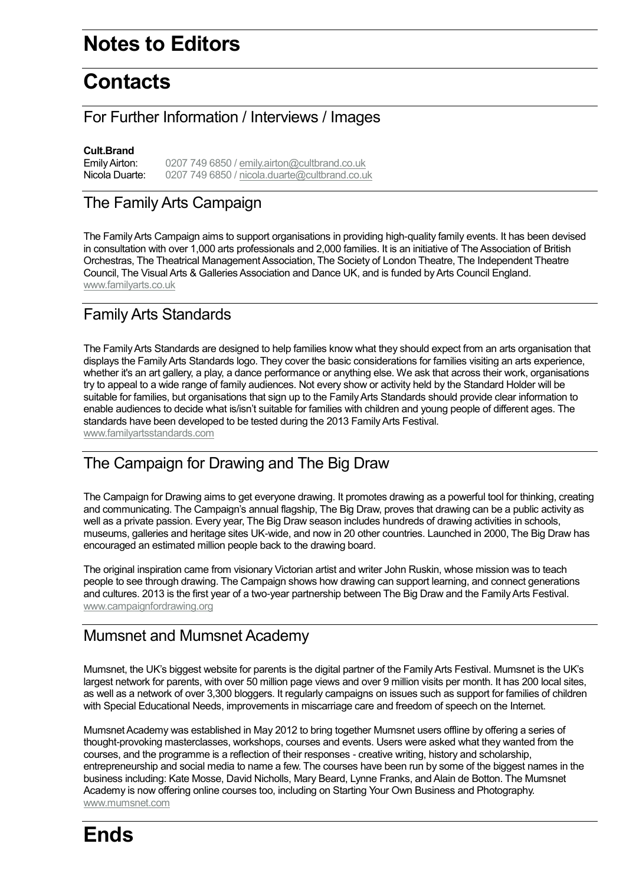# Notes to Editors

# Contacts

## For Further Information / Interviews / Images

**Cult.Brand**
Emily Airton: 0207 749 6850 / emily.airton@cultbrand.co.uk
Nicola Duarte: 0207 749 6850 / nicola.duarte@cultbrand.co.uk

## The Family Arts Campaign

The Family Arts Campaign aims to support organisations in providing high-quality family events. It has been devised in consultation with over 1,000 arts professionals and 2,000 families. It is an initiative of The Association of British Orchestras, The Theatrical Management Association, The Society of London Theatre, The Independent Theatre Council, The Visual Arts & Galleries Association and Dance UK, and is funded by Arts Council England.
www.familyarts.co.uk

## Family Arts Standards

The Family Arts Standards are designed to help families know what they should expect from an arts organisation that displays the Family Arts Standards logo. They cover the basic considerations for families visiting an arts experience, whether it's an art gallery, a play, a dance performance or anything else. We ask that across their work, organisations try to appeal to a wide range of family audiences. Not every show or activity held by the Standard Holder will be suitable for families, but organisations that sign up to the Family Arts Standards should provide clear information to enable audiences to decide what is/isn't suitable for families with children and young people of different ages. The standards have been developed to be tested during the 2013 Family Arts Festival.
www.familyartsstandards.com

## The Campaign for Drawing and The Big Draw

The Campaign for Drawing aims to get everyone drawing. It promotes drawing as a powerful tool for thinking, creating and communicating. The Campaign's annual flagship, The Big Draw, proves that drawing can be a public activity as well as a private passion. Every year, The Big Draw season includes hundreds of drawing activities in schools, museums, galleries and heritage sites UK-wide, and now in 20 other countries. Launched in 2000, The Big Draw has encouraged an estimated million people back to the drawing board.

The original inspiration came from visionary Victorian artist and writer John Ruskin, whose mission was to teach people to see through drawing. The Campaign shows how drawing can support learning, and connect generations and cultures. 2013 is the first year of a two-year partnership between The Big Draw and the Family Arts Festival.
www.campaignfordrawing.org

## Mumsnet and Mumsnet Academy

Mumsnet, the UK's biggest website for parents is the digital partner of the Family Arts Festival. Mumsnet is the UK's largest network for parents, with over 50 million page views and over 9 million visits per month. It has 200 local sites, as well as a network of over 3,300 bloggers. It regularly campaigns on issues such as support for families of children with Special Educational Needs, improvements in miscarriage care and freedom of speech on the Internet.

Mumsnet Academy was established in May 2012 to bring together Mumsnet users offline by offering a series of thought-provoking masterclasses, workshops, courses and events. Users were asked what they wanted from the courses, and the programme is a reflection of their responses - creative writing, history and scholarship, entrepreneurship and social media to name a few. The courses have been run by some of the biggest names in the business including: Kate Mosse, David Nicholls, Mary Beard, Lynne Franks, and Alain de Botton. The Mumsnet Academy is now offering online courses too, including on Starting Your Own Business and Photography.
www.mumsnet.com

# Ends